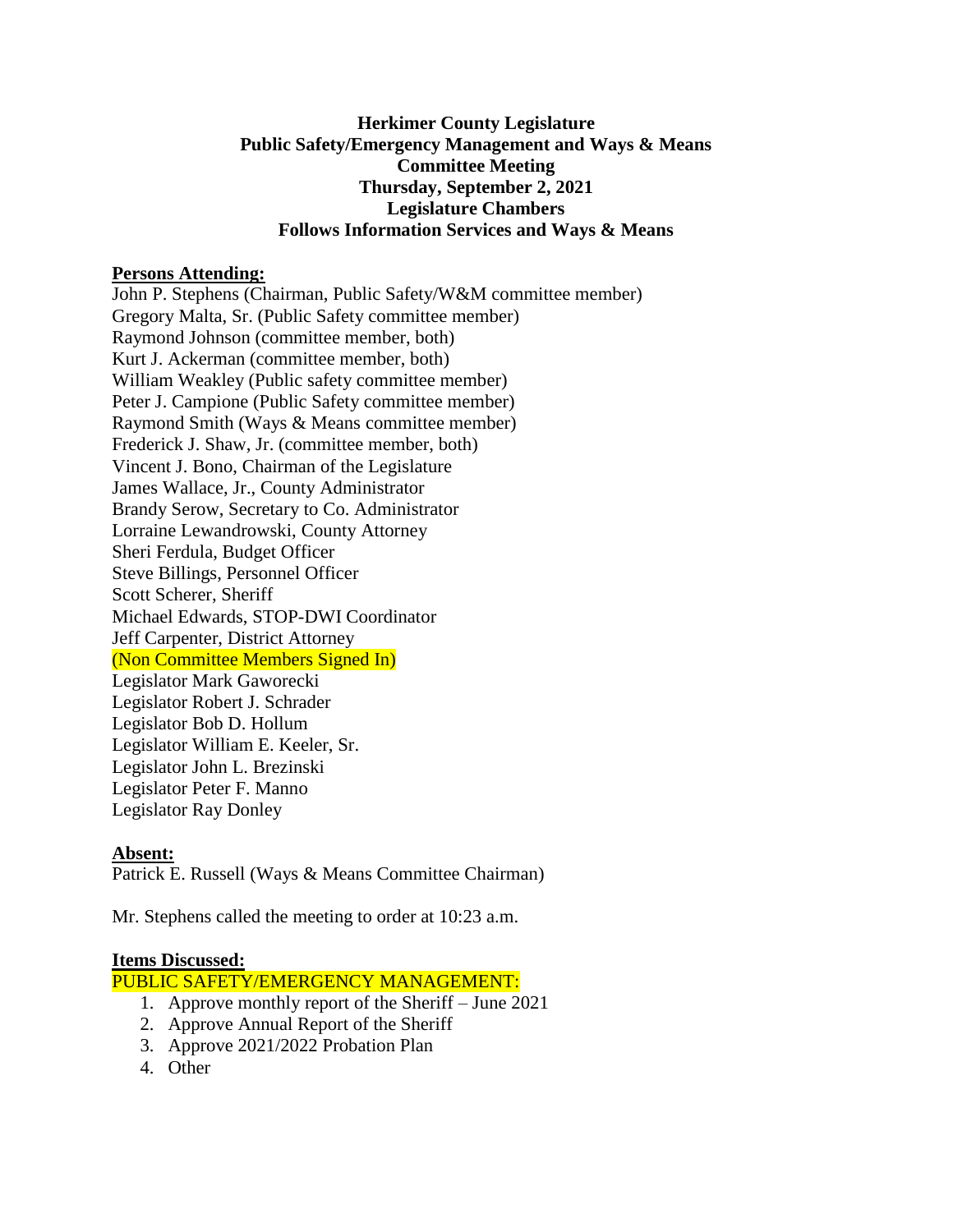**Herkimer County Legislature**
**Public Safety/Emergency Management and Ways & Means**
**Committee Meeting**
**Thursday, September 2, 2021**
**Legislature Chambers**
**Follows Information Services and Ways & Means**

**Persons Attending:**

John P. Stephens (Chairman, Public Safety/W&M committee member)
Gregory Malta, Sr. (Public Safety committee member)
Raymond Johnson (committee member, both)
Kurt J. Ackerman (committee member, both)
William Weakley (Public safety committee member)
Peter J. Campione (Public Safety committee member)
Raymond Smith (Ways & Means committee member)
Frederick J. Shaw, Jr. (committee member, both)
Vincent J. Bono, Chairman of the Legislature
James Wallace, Jr., County Administrator
Brandy Serow, Secretary to Co. Administrator
Lorraine Lewandrowski, County Attorney
Sheri Ferdula, Budget Officer
Steve Billings, Personnel Officer
Scott Scherer, Sheriff
Michael Edwards, STOP-DWI Coordinator
Jeff Carpenter, District Attorney
(Non Committee Members Signed In)
Legislator Mark Gaworecki
Legislator Robert J. Schrader
Legislator Bob D. Hollum
Legislator William E. Keeler, Sr.
Legislator John L. Brezinski
Legislator Peter F. Manno
Legislator Ray Donley

**Absent:**

Patrick E. Russell (Ways & Means Committee Chairman)

Mr. Stephens called the meeting to order at 10:23 a.m.

**Items Discussed:**

PUBLIC SAFETY/EMERGENCY MANAGEMENT:

1. Approve monthly report of the Sheriff – June 2021
2. Approve Annual Report of the Sheriff
3. Approve 2021/2022 Probation Plan
4. Other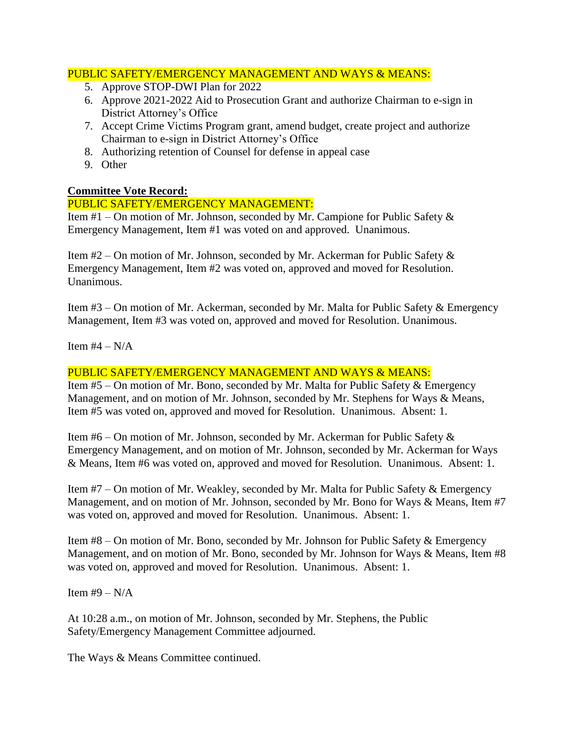PUBLIC SAFETY/EMERGENCY MANAGEMENT AND WAYS & MEANS:

5. Approve STOP-DWI Plan for 2022
6. Approve 2021-2022 Aid to Prosecution Grant and authorize Chairman to e-sign in District Attorney's Office
7. Accept Crime Victims Program grant, amend budget, create project and authorize Chairman to e-sign in District Attorney's Office
8. Authorizing retention of Counsel for defense in appeal case
9. Other

**Committee Vote Record:**

PUBLIC SAFETY/EMERGENCY MANAGEMENT:

Item #1 – On motion of Mr. Johnson, seconded by Mr. Campione for Public Safety & Emergency Management, Item #1 was voted on and approved. Unanimous.

Item #2 – On motion of Mr. Johnson, seconded by Mr. Ackerman for Public Safety & Emergency Management, Item #2 was voted on, approved and moved for Resolution. Unanimous.

Item #3 – On motion of Mr. Ackerman, seconded by Mr. Malta for Public Safety & Emergency Management, Item #3 was voted on, approved and moved for Resolution. Unanimous.

Item #4 – N/A

PUBLIC SAFETY/EMERGENCY MANAGEMENT AND WAYS & MEANS:

Item #5 – On motion of Mr. Bono, seconded by Mr. Malta for Public Safety & Emergency Management, and on motion of Mr. Johnson, seconded by Mr. Stephens for Ways & Means, Item #5 was voted on, approved and moved for Resolution. Unanimous. Absent: 1.

Item #6 – On motion of Mr. Johnson, seconded by Mr. Ackerman for Public Safety & Emergency Management, and on motion of Mr. Johnson, seconded by Mr. Ackerman for Ways & Means, Item #6 was voted on, approved and moved for Resolution. Unanimous. Absent: 1.

Item #7 – On motion of Mr. Weakley, seconded by Mr. Malta for Public Safety & Emergency Management, and on motion of Mr. Johnson, seconded by Mr. Bono for Ways & Means, Item #7 was voted on, approved and moved for Resolution. Unanimous. Absent: 1.

Item #8 – On motion of Mr. Bono, seconded by Mr. Johnson for Public Safety & Emergency Management, and on motion of Mr. Bono, seconded by Mr. Johnson for Ways & Means, Item #8 was voted on, approved and moved for Resolution. Unanimous. Absent: 1.

Item #9 – N/A

At 10:28 a.m., on motion of Mr. Johnson, seconded by Mr. Stephens, the Public Safety/Emergency Management Committee adjourned.

The Ways & Means Committee continued.